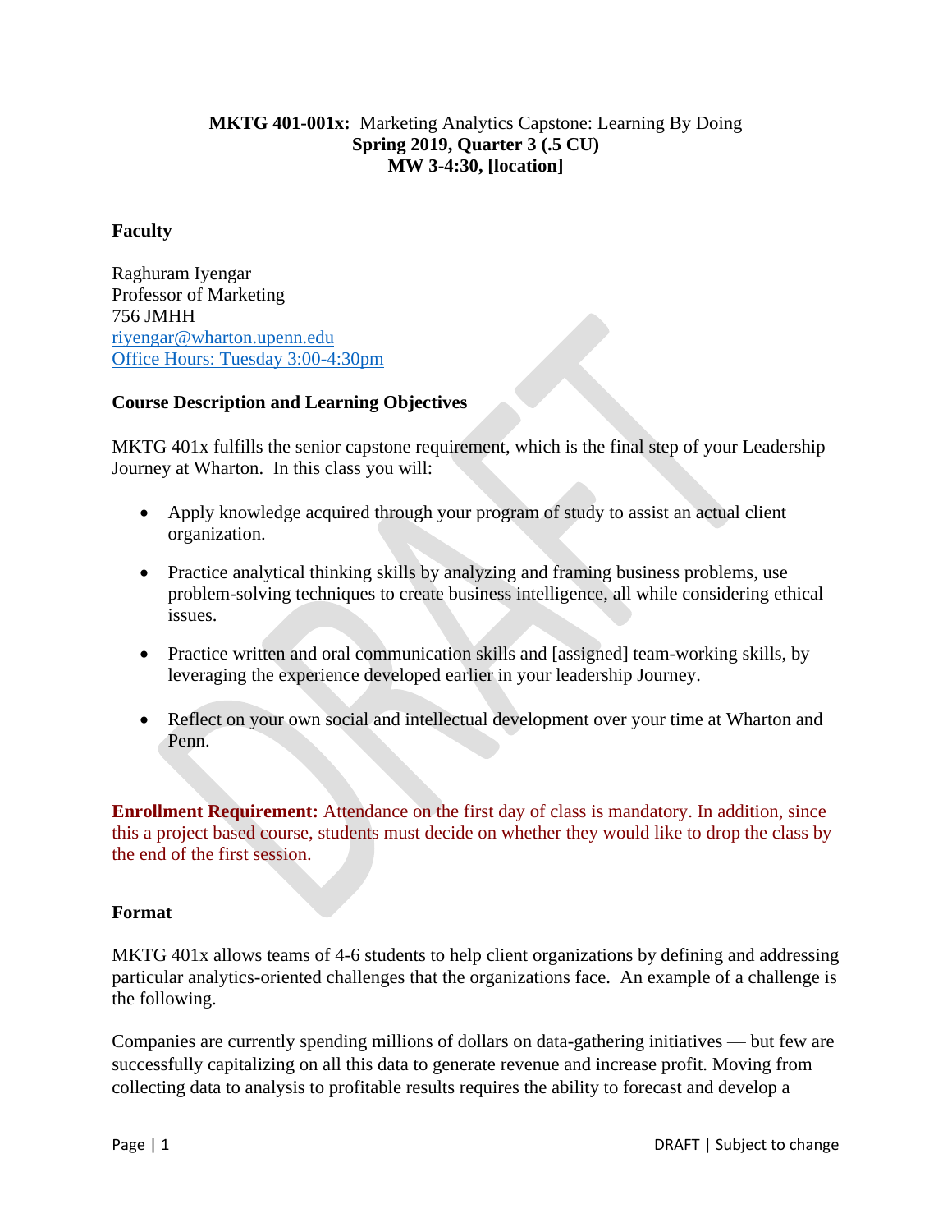**MKTG 401-001x:** Marketing Analytics Capstone: Learning By Doing
**Spring 2019, Quarter 3 (.5 CU)**
**MW 3-4:30, [location]**

**Faculty**

Raghuram Iyengar
Professor of Marketing
756 JMHH
riyengar@wharton.upenn.edu
Office Hours: Tuesday 3:00-4:30pm

**Course Description and Learning Objectives**

MKTG 401x fulfills the senior capstone requirement, which is the final step of your Leadership Journey at Wharton. In this class you will:

- Apply knowledge acquired through your program of study to assist an actual client organization.
- Practice analytical thinking skills by analyzing and framing business problems, use problem-solving techniques to create business intelligence, all while considering ethical issues.
- Practice written and oral communication skills and [assigned] team-working skills, by leveraging the experience developed earlier in your leadership Journey.
- Reflect on your own social and intellectual development over your time at Wharton and Penn.

**Enrollment Requirement:** Attendance on the first day of class is mandatory. In addition, since this a project based course, students must decide on whether they would like to drop the class by the end of the first session.

**Format**

MKTG 401x allows teams of 4-6 students to help client organizations by defining and addressing particular analytics-oriented challenges that the organizations face. An example of a challenge is the following.

Companies are currently spending millions of dollars on data-gathering initiatives — but few are successfully capitalizing on all this data to generate revenue and increase profit. Moving from collecting data to analysis to profitable results requires the ability to forecast and develop a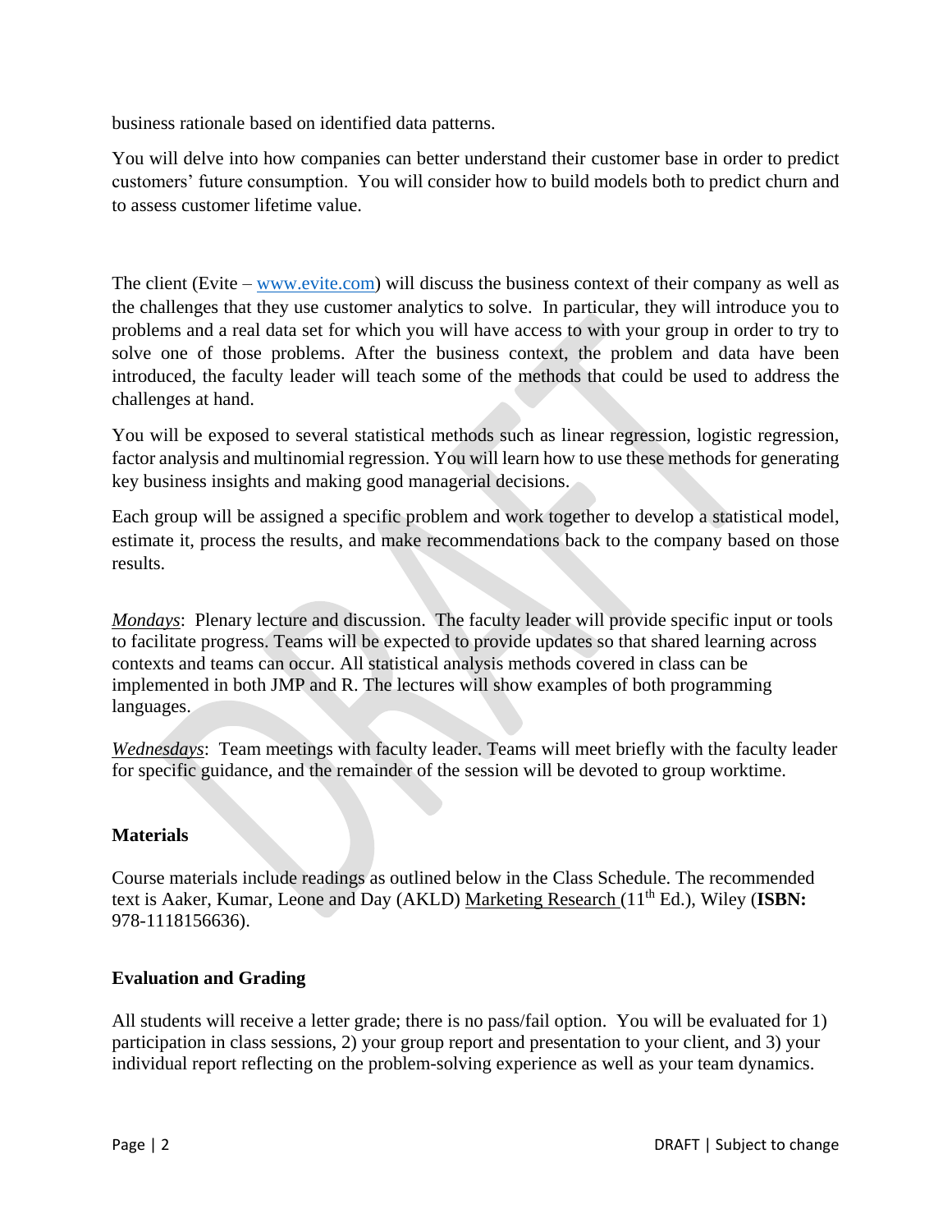business rationale based on identified data patterns.

You will delve into how companies can better understand their customer base in order to predict customers' future consumption. You will consider how to build models both to predict churn and to assess customer lifetime value.

The client (Evite – www.evite.com) will discuss the business context of their company as well as the challenges that they use customer analytics to solve. In particular, they will introduce you to problems and a real data set for which you will have access to with your group in order to try to solve one of those problems. After the business context, the problem and data have been introduced, the faculty leader will teach some of the methods that could be used to address the challenges at hand.

You will be exposed to several statistical methods such as linear regression, logistic regression, factor analysis and multinomial regression. You will learn how to use these methods for generating key business insights and making good managerial decisions.

Each group will be assigned a specific problem and work together to develop a statistical model, estimate it, process the results, and make recommendations back to the company based on those results.

*Mondays*: Plenary lecture and discussion. The faculty leader will provide specific input or tools to facilitate progress. Teams will be expected to provide updates so that shared learning across contexts and teams can occur. All statistical analysis methods covered in class can be implemented in both JMP and R. The lectures will show examples of both programming languages.

*Wednesdays*: Team meetings with faculty leader. Teams will meet briefly with the faculty leader for specific guidance, and the remainder of the session will be devoted to group worktime.

**Materials**

Course materials include readings as outlined below in the Class Schedule. The recommended text is Aaker, Kumar, Leone and Day (AKLD) Marketing Research (11th Ed.), Wiley (**ISBN:** 978-1118156636).

**Evaluation and Grading**

All students will receive a letter grade; there is no pass/fail option. You will be evaluated for 1) participation in class sessions, 2) your group report and presentation to your client, and 3) your individual report reflecting on the problem-solving experience as well as your team dynamics.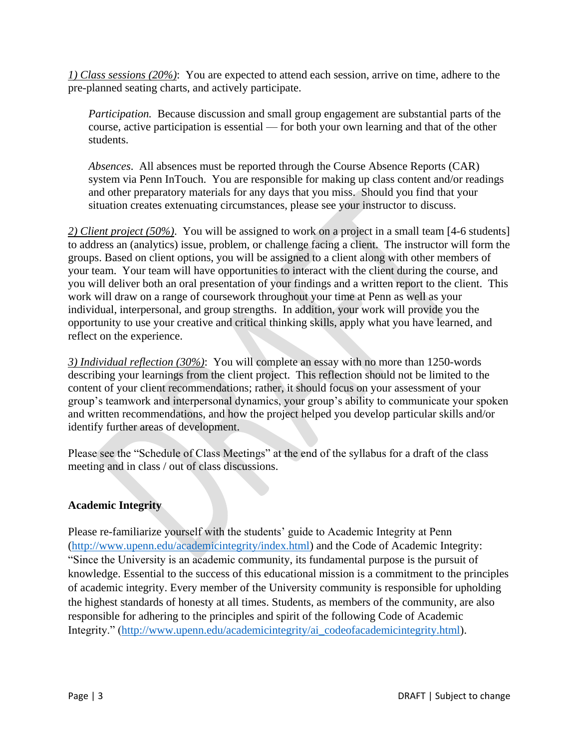*1) Class sessions (20%)*: You are expected to attend each session, arrive on time, adhere to the pre-planned seating charts, and actively participate.

> *Participation.* Because discussion and small group engagement are substantial parts of the course, active participation is essential — for both your own learning and that of the other students.
>
> *Absences*. All absences must be reported through the Course Absence Reports (CAR) system via Penn InTouch. You are responsible for making up class content and/or readings and other preparatory materials for any days that you miss. Should you find that your situation creates extenuating circumstances, please see your instructor to discuss.

*2) Client project (50%)*. You will be assigned to work on a project in a small team [4-6 students] to address an (analytics) issue, problem, or challenge facing a client. The instructor will form the groups. Based on client options, you will be assigned to a client along with other members of your team. Your team will have opportunities to interact with the client during the course, and you will deliver both an oral presentation of your findings and a written report to the client. This work will draw on a range of coursework throughout your time at Penn as well as your individual, interpersonal, and group strengths. In addition, your work will provide you the opportunity to use your creative and critical thinking skills, apply what you have learned, and reflect on the experience.

*3) Individual reflection (30%)*: You will complete an essay with no more than 1250-words describing your learnings from the client project. This reflection should not be limited to the content of your client recommendations; rather, it should focus on your assessment of your group's teamwork and interpersonal dynamics, your group's ability to communicate your spoken and written recommendations, and how the project helped you develop particular skills and/or identify further areas of development.

Please see the "Schedule of Class Meetings" at the end of the syllabus for a draft of the class meeting and in class / out of class discussions.

## Academic Integrity

Please re-familiarize yourself with the students' guide to Academic Integrity at Penn (http://www.upenn.edu/academicintegrity/index.html) and the Code of Academic Integrity: "Since the University is an academic community, its fundamental purpose is the pursuit of knowledge. Essential to the success of this educational mission is a commitment to the principles of academic integrity. Every member of the University community is responsible for upholding the highest standards of honesty at all times. Students, as members of the community, are also responsible for adhering to the principles and spirit of the following Code of Academic Integrity." (http://www.upenn.edu/academicintegrity/ai_codeofacademicintegrity.html).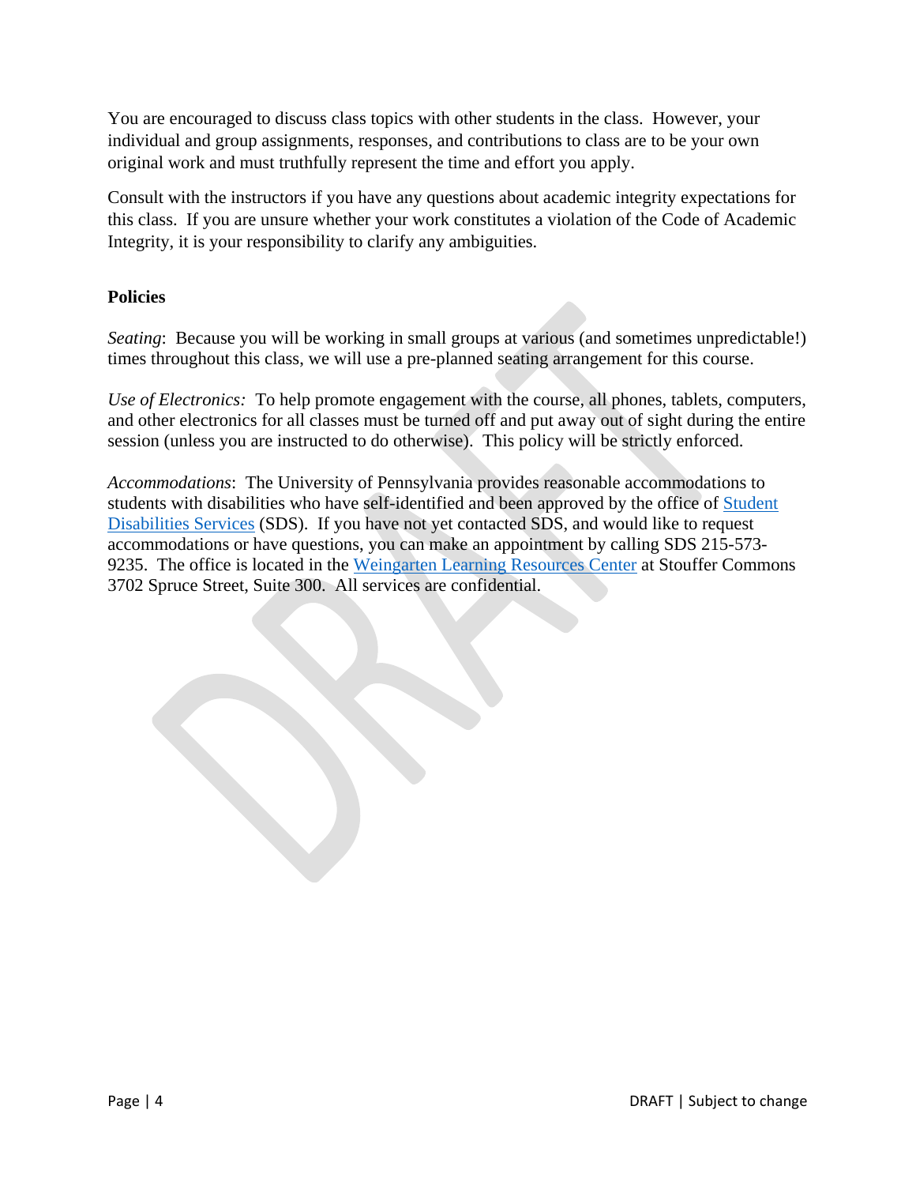You are encouraged to discuss class topics with other students in the class. However, your individual and group assignments, responses, and contributions to class are to be your own original work and must truthfully represent the time and effort you apply.

Consult with the instructors if you have any questions about academic integrity expectations for this class. If you are unsure whether your work constitutes a violation of the Code of Academic Integrity, it is your responsibility to clarify any ambiguities.

**Policies**

*Seating*: Because you will be working in small groups at various (and sometimes unpredictable!) times throughout this class, we will use a pre-planned seating arrangement for this course.

*Use of Electronics:* To help promote engagement with the course, all phones, tablets, computers, and other electronics for all classes must be turned off and put away out of sight during the entire session (unless you are instructed to do otherwise). This policy will be strictly enforced.

*Accommodations*: The University of Pennsylvania provides reasonable accommodations to students with disabilities who have self-identified and been approved by the office of Student Disabilities Services (SDS). If you have not yet contacted SDS, and would like to request accommodations or have questions, you can make an appointment by calling SDS 215-573-9235. The office is located in the Weingarten Learning Resources Center at Stouffer Commons 3702 Spruce Street, Suite 300. All services are confidential.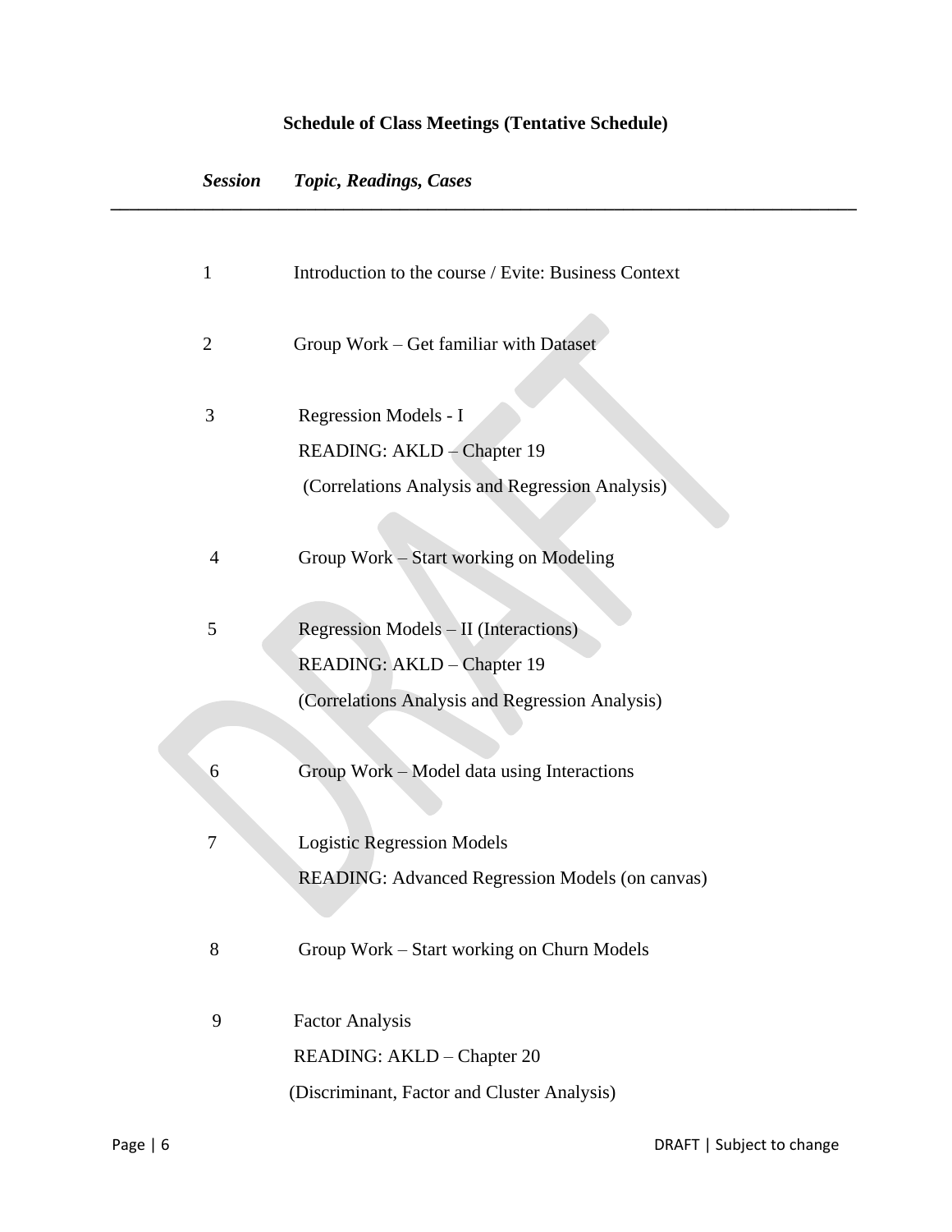**Schedule of Class Meetings (Tentative Schedule)**

| ***Session*** | ***Topic, Readings, Cases*** |
|---|---|
| 1 | Introduction to the course / Evite: Business Context |
| 2 | Group Work – Get familiar with Dataset |
| 3 | Regression Models - I<br>READING: AKLD – Chapter 19<br>(Correlations Analysis and Regression Analysis) |
| 4 | Group Work – Start working on Modeling |
| 5 | Regression Models – II (Interactions)<br>READING: AKLD – Chapter 19<br>(Correlations Analysis and Regression Analysis) |
| 6 | Group Work – Model data using Interactions |
| 7 | Logistic Regression Models<br>READING: Advanced Regression Models (on canvas) |
| 8 | Group Work – Start working on Churn Models |
| 9 | Factor Analysis<br>READING: AKLD – Chapter 20<br>(Discriminant, Factor and Cluster Analysis) |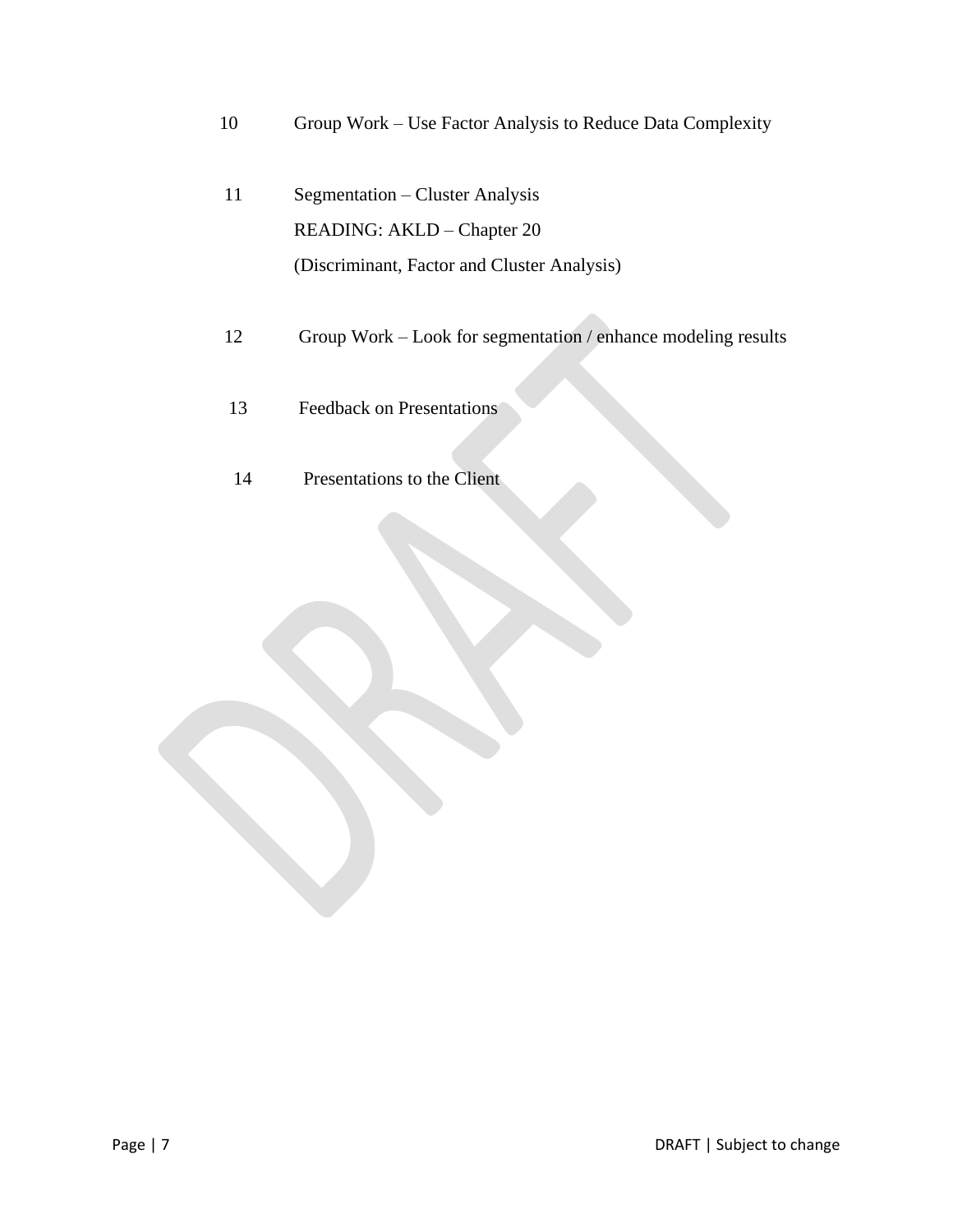| | |
|---|---|
| 10 | Group Work – Use Factor Analysis to Reduce Data Complexity |
| 11 | Segmentation – Cluster Analysis<br>READING: AKLD – Chapter 20<br>(Discriminant, Factor and Cluster Analysis) |
| 12 | Group Work – Look for segmentation / enhance modeling results |
| 13 | Feedback on Presentations |
| 14 | Presentations to the Client |